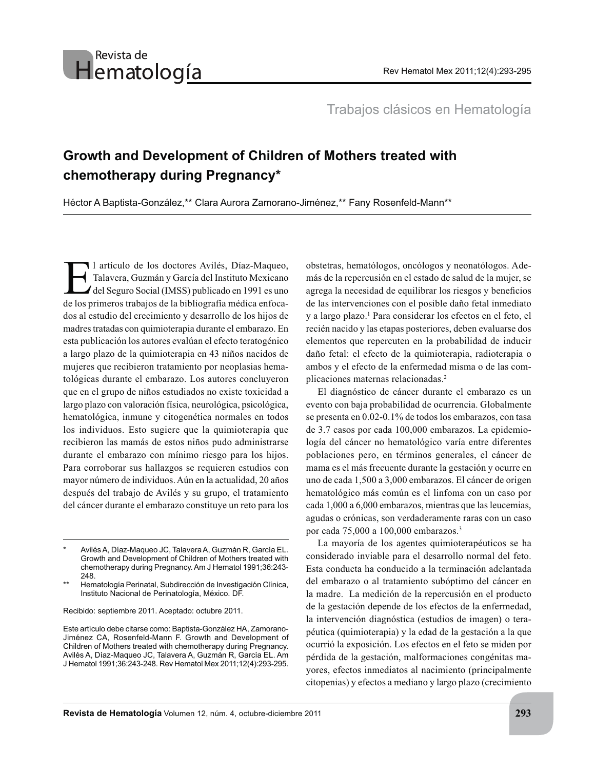Trabajos clásicos en Hematología

# Growth and Development of Children of Mothers treated with chemotherapy during Pregnancy*

Héctor A Baptista-González,** Clara Aurora Zamorano-Jiménez,** Fany Rosenfeld-Mann**

El artículo de los doctores Avilés, Díaz-Maqueo, Talavera, Guzmán y García del Instituto Mexicano del Seguro Social (IMSS) publicado en 1991 es uno de los primeros trabajos de la bibliografía médica enfocados al estudio del crecimiento y desarrollo de los hijos de madres tratadas con quimioterapia durante el embarazo. En esta publicación los autores evalúan el efecto teratogénico a largo plazo de la quimioterapia en 43 niños nacidos de mujeres que recibieron tratamiento por neoplasias hematológicas durante el embarazo. Los autores concluyeron que en el grupo de niños estudiados no existe toxicidad a largo plazo con valoración física, neurológica, psicológica, hematológica, inmune y citogenética normales en todos los individuos. Esto sugiere que la quimioterapia que recibieron las mamás de estos niños pudo administrarse durante el embarazo con mínimo riesgo para los hijos. Para corroborar sus hallazgos se requieren estudios con mayor número de individuos. Aún en la actualidad, 20 años después del trabajo de Avilés y su grupo, el tratamiento del cáncer durante el embarazo constituye un reto para los obstetras, hematólogos, oncólogos y neonatólogos. Además de la repercusión en el estado de salud de la mujer, se agrega la necesidad de equilibrar los riesgos y beneficios de las intervenciones con el posible daño fetal inmediato y a largo plazo.[1] Para considerar los efectos en el feto, el recién nacido y las etapas posteriores, deben evaluarse dos elementos que repercuten en la probabilidad de inducir daño fetal: el efecto de la quimioterapia, radioterapia o ambos y el efecto de la enfermedad misma o de las complicaciones maternas relacionadas.[2]

El diagnóstico de cáncer durante el embarazo es un evento con baja probabilidad de ocurrencia. Globalmente se presenta en 0.02-0.1% de todos los embarazos, con tasa de 3.7 casos por cada 100,000 embarazos. La epidemiología del cáncer no hematológico varía entre diferentes poblaciones pero, en términos generales, el cáncer de mama es el más frecuente durante la gestación y ocurre en uno de cada 1,500 a 3,000 embarazos. El cáncer de origen hematológico más común es el linfoma con un caso por cada 1,000 a 6,000 embarazos, mientras que las leucemias, agudas o crónicas, son verdaderamente raras con un caso por cada 75,000 a 100,000 embarazos.[3]

La mayoría de los agentes quimioterapéuticos se ha considerado inviable para el desarrollo normal del feto. Esta conducta ha conducido a la terminación adelantada del embarazo o al tratamiento subóptimo del cáncer en la madre. La medición de la repercusión en el producto de la gestación depende de los efectos de la enfermedad, la intervención diagnóstica (estudios de imagen) o terapéutica (quimioterapia) y la edad de la gestación a la que ocurrió la exposición. Los efectos en el feto se miden por pérdida de la gestación, malformaciones congénitas mayores, efectos inmediatos al nacimiento (principalmente citopenias) y efectos a mediano y largo plazo (crecimiento

---

\* Avilés A, Díaz-Maqueo JC, Talavera A, Guzmán R, García EL. Growth and Development of Children of Mothers treated with chemotherapy during Pregnancy. Am J Hematol 1991;36:243-248.

\** Hematología Perinatal, Subdirección de Investigación Clínica, Instituto Nacional de Perinatología, México. DF.

Recibido: septiembre 2011. Aceptado: octubre 2011.

Este artículo debe citarse como: Baptista-González HA, Zamorano-Jiménez CA, Rosenfeld-Mann F. Growth and Development of Children of Mothers treated with chemotherapy during Pregnancy. Avilés A, Díaz-Maqueo JC, Talavera A, Guzmán R, García EL. Am J Hematol 1991;36:243-248. Rev Hematol Mex 2011;12(4):293-295.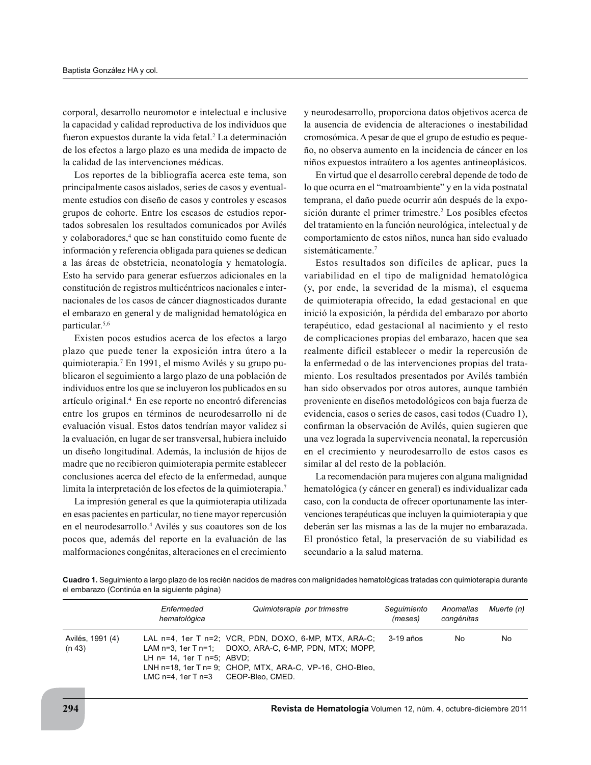corporal, desarrollo neuromotor e intelectual e inclusive la capacidad y calidad reproductiva de los individuos que fueron expuestos durante la vida fetal.[2] La determinación de los efectos a largo plazo es una medida de impacto de la calidad de las intervenciones médicas.

Los reportes de la bibliografía acerca este tema, son principalmente casos aislados, series de casos y eventualmente estudios con diseño de casos y controles y escasos grupos de cohorte. Entre los escasos de estudios reportados sobresalen los resultados comunicados por Avilés y colaboradores,[4] que se han constituido como fuente de información y referencia obligada para quienes se dedican a las áreas de obstetricia, neonatología y hematología. Esto ha servido para generar esfuerzos adicionales en la constitución de registros multicéntricos nacionales e internacionales de los casos de cáncer diagnosticados durante el embarazo en general y de malignidad hematológica en particular.[5,6]

Existen pocos estudios acerca de los efectos a largo plazo que puede tener la exposición intra útero a la quimioterapia.[7] En 1991, el mismo Avilés y su grupo publicaron el seguimiento a largo plazo de una población de individuos entre los que se incluyeron los publicados en su artículo original.[4] En ese reporte no encontró diferencias entre los grupos en términos de neurodesarrollo ni de evaluación visual. Estos datos tendrían mayor validez si la evaluación, en lugar de ser transversal, hubiera incluido un diseño longitudinal. Además, la inclusión de hijos de madre que no recibieron quimioterapia permite establecer conclusiones acerca del efecto de la enfermedad, aunque limita la interpretación de los efectos de la quimioterapia.[7]

La impresión general es que la quimioterapia utilizada en esas pacientes en particular, no tiene mayor repercusión en el neurodesarrollo.[4] Avilés y sus coautores son de los pocos que, además del reporte en la evaluación de las malformaciones congénitas, alteraciones en el crecimiento y neurodesarrollo, proporciona datos objetivos acerca de la ausencia de evidencia de alteraciones o inestabilidad cromosómica. A pesar de que el grupo de estudio es pequeño, no observa aumento en la incidencia de cáncer en los niños expuestos intraútero a los agentes antineoplásicos.

En virtud que el desarrollo cerebral depende de todo de lo que ocurra en el "matroambiente" y en la vida postnatal temprana, el daño puede ocurrir aún después de la exposición durante el primer trimestre.[2] Los posibles efectos del tratamiento en la función neurológica, intelectual y de comportamiento de estos niños, nunca han sido evaluado sistemáticamente.[7]

Estos resultados son difíciles de aplicar, pues la variabilidad en el tipo de malignidad hematológica (y, por ende, la severidad de la misma), el esquema de quimioterapia ofrecido, la edad gestacional en que inició la exposición, la pérdida del embarazo por aborto terapéutico, edad gestacional al nacimiento y el resto de complicaciones propias del embarazo, hacen que sea realmente difícil establecer o medir la repercusión de la enfermedad o de las intervenciones propias del tratamiento. Los resultados presentados por Avilés también han sido observados por otros autores, aunque también proveniente en diseños metodológicos con baja fuerza de evidencia, casos o series de casos, casi todos (Cuadro 1), confirman la observación de Avilés, quien sugieren que una vez lograda la supervivencia neonatal, la repercusión en el crecimiento y neurodesarrollo de estos casos es similar al del resto de la población.

La recomendación para mujeres con alguna malignidad hematológica (y cáncer en general) es individualizar cada caso, con la conducta de ofrecer oportunamente las intervenciones terapéuticas que incluyen la quimioterapia y que deberán ser las mismas a las de la mujer no embarazada. El pronóstico fetal, la preservación de su viabilidad es secundario a la salud materna.

**Cuadro 1.** Seguimiento a largo plazo de los recién nacidos de madres con malignidades hematológicas tratadas con quimioterapia durante el embarazo (Continúa en la siguiente página)

| | *Enfermedad hematológica* | *Quimioterapia por trimestre* | *Seguimiento (meses)* | *Anomalías congénitas* | *Muerte (n)* |
|---|---|---|---|---|---|
| Avilés, 1991 (4) (n 43) | LAL n=4, 1er T n=2; LAM n=3, 1er T n=1; LH n= 14, 1er T n=5; LNH n=18, 1er T n= 9; LMC n=4, 1er T n=3 | VCR, PDN, DOXO, 6-MP, MTX, ARA-C; DOXO, ARA-C, 6-MP, PDN, MTX; MOPP, ABVD; CHOP, MTX, ARA-C, VP-16, CHO-Bleo, CEOP-Bleo, CMED. | 3-19 años | No | No |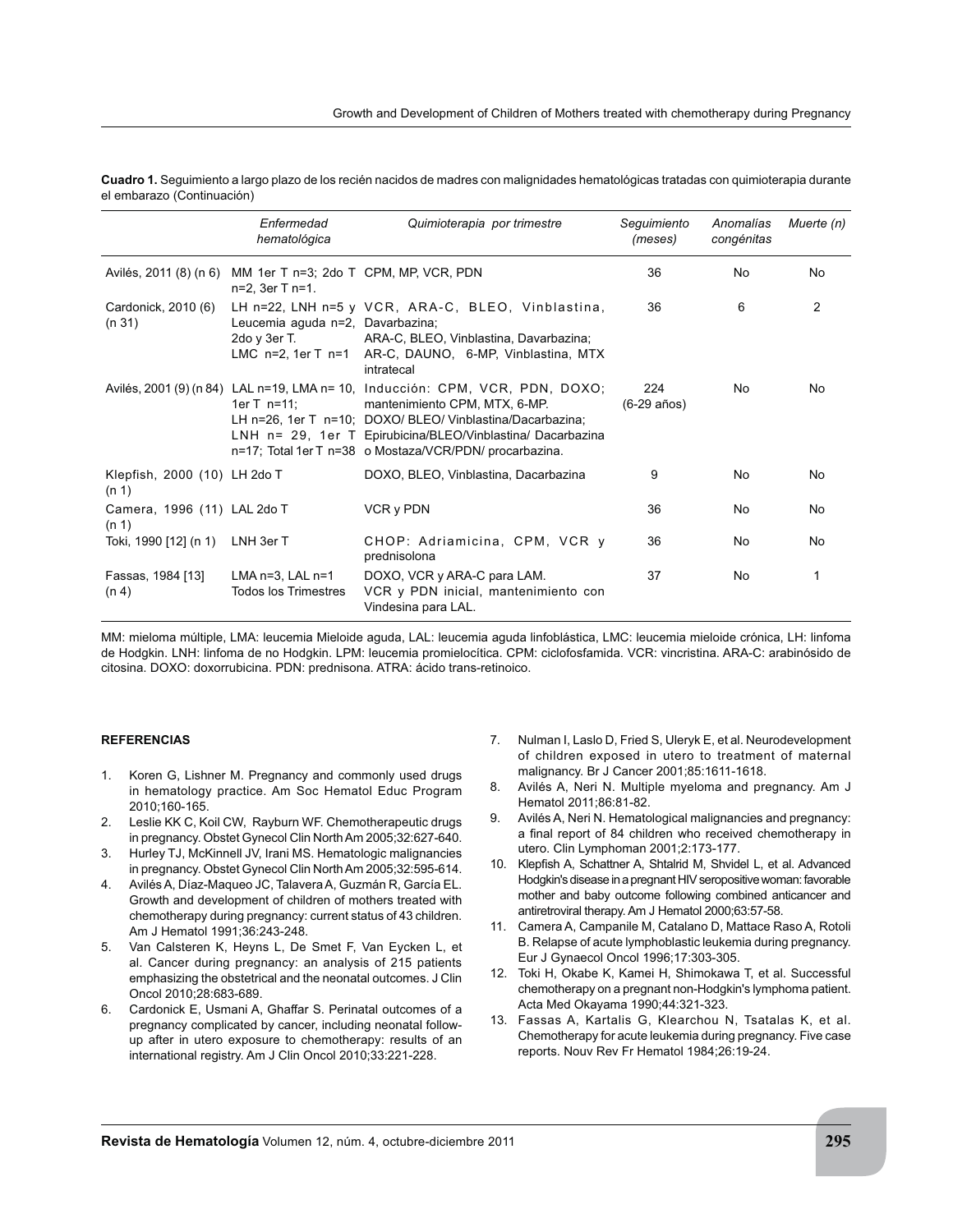**Cuadro 1.** Seguimiento a largo plazo de los recién nacidos de madres con malignidades hematológicas tratadas con quimioterapia durante el embarazo (Continuación)

| | *Enfermedad hematológica* | *Quimioterapia por trimestre* | *Seguimiento (meses)* | *Anomalías congénitas* | *Muerte (n)* |
|---|---|---|---|---|---|
| Avilés, 2011 (8) (n 6) | MM 1er T n=3; 2do T n=2, 3er T n=1. | CPM, MP, VCR, PDN | 36 | No | No |
| Cardonick, 2010 (6) (n 31) | LH n=22, LNH n=5 y Leucemia aguda n=2, 2do y 3er T. LMC n=2, 1er T n=1 | VCR, ARA-C, BLEO, Vinblastina, Davarbazina; ARA-C, BLEO, Vinblastina, Davarbazina; AR-C, DAUNO, 6-MP, Vinblastina, MTX intratecal | 36 | 6 | 2 |
| Avilés, 2001 (9) (n 84) | LAL n=19, LMA n= 10, 1er T n=11; LH n=26, 1er T n=10; LNH n= 29, 1er T n=17; Total 1er T n=38 | Inducción: CPM, VCR, PDN, DOXO; mantenimiento CPM, MTX, 6-MP. DOXO/ BLEO/ Vinblastina/Dacarbazina; Epirubicina/BLEO/Vinblastina/ Dacarbazina o Mostaza/VCR/PDN/ procarbazina. | 224 (6-29 años) | No | No |
| Klepfish, 2000 (10) (n 1) | LH 2do T | DOXO, BLEO, Vinblastina, Dacarbazina | 9 | No | No |
| Camera, 1996 (11) (n 1) | LAL 2do T | VCR y PDN | 36 | No | No |
| Toki, 1990 [12] (n 1) | LNH 3er T | CHOP: Adriamicina, CPM, VCR y prednisolona | 36 | No | No |
| Fassas, 1984 [13] (n 4) | LMA n=3, LAL n=1 Todos los Trimestres | DOXO, VCR y ARA-C para LAM. VCR y PDN inicial, mantenimiento con Vindesina para LAL. | 37 | No | 1 |

MM: mieloma múltiple, LMA: leucemia Mieloide aguda, LAL: leucemia aguda linfoblástica, LMC: leucemia mieloide crónica, LH: linfoma de Hodgkin. LNH: linfoma de no Hodgkin. LPM: leucemia promielocítica. CPM: ciclofosfamida. VCR: vincristina. ARA-C: arabinósido de citosina. DOXO: doxorrubicina. PDN: prednisona. ATRA: ácido trans-retinoico.

**REFERENCIAS**

1. Koren G, Lishner M. Pregnancy and commonly used drugs in hematology practice. Am Soc Hematol Educ Program 2010;160-165.
2. Leslie KK C, Koil CW, Rayburn WF. Chemotherapeutic drugs in pregnancy. Obstet Gynecol Clin North Am 2005;32:627-640.
3. Hurley TJ, McKinnell JV, Irani MS. Hematologic malignancies in pregnancy. Obstet Gynecol Clin North Am 2005;32:595-614.
4. Avilés A, Díaz-Maqueo JC, Talavera A, Guzmán R, García EL. Growth and development of children of mothers treated with chemotherapy during pregnancy: current status of 43 children. Am J Hematol 1991;36:243-248.
5. Van Calsteren K, Heyns L, De Smet F, Van Eycken L, et al. Cancer during pregnancy: an analysis of 215 patients emphasizing the obstetrical and the neonatal outcomes. J Clin Oncol 2010;28:683-689.
6. Cardonick E, Usmani A, Ghaffar S. Perinatal outcomes of a pregnancy complicated by cancer, including neonatal follow-up after in utero exposure to chemotherapy: results of an international registry. Am J Clin Oncol 2010;33:221-228.
7. Nulman I, Laslo D, Fried S, Uleryk E, et al. Neurodevelopment of children exposed in utero to treatment of maternal malignancy. Br J Cancer 2001;85:1611-1618.
8. Avilés A, Neri N. Multiple myeloma and pregnancy. Am J Hematol 2011;86:81-82.
9. Avilés A, Neri N. Hematological malignancies and pregnancy: a final report of 84 children who received chemotherapy in utero. Clin Lymphoman 2001;2:173-177.
10. Klepfish A, Schattner A, Shtalrid M, Shvidel L, et al. Advanced Hodgkin's disease in a pregnant HIV seropositive woman: favorable mother and baby outcome following combined anticancer and antiretroviral therapy. Am J Hematol 2000;63:57-58.
11. Camera A, Campanile M, Catalano D, Mattace Raso A, Rotoli B. Relapse of acute lymphoblastic leukemia during pregnancy. Eur J Gynaecol Oncol 1996;17:303-305.
12. Toki H, Okabe K, Kamei H, Shimokawa T, et al. Successful chemotherapy on a pregnant non-Hodgkin's lymphoma patient. Acta Med Okayama 1990;44:321-323.
13. Fassas A, Kartalis G, Klearchou N, Tsatalas K, et al. Chemotherapy for acute leukemia during pregnancy. Five case reports. Nouv Rev Fr Hematol 1984;26:19-24.